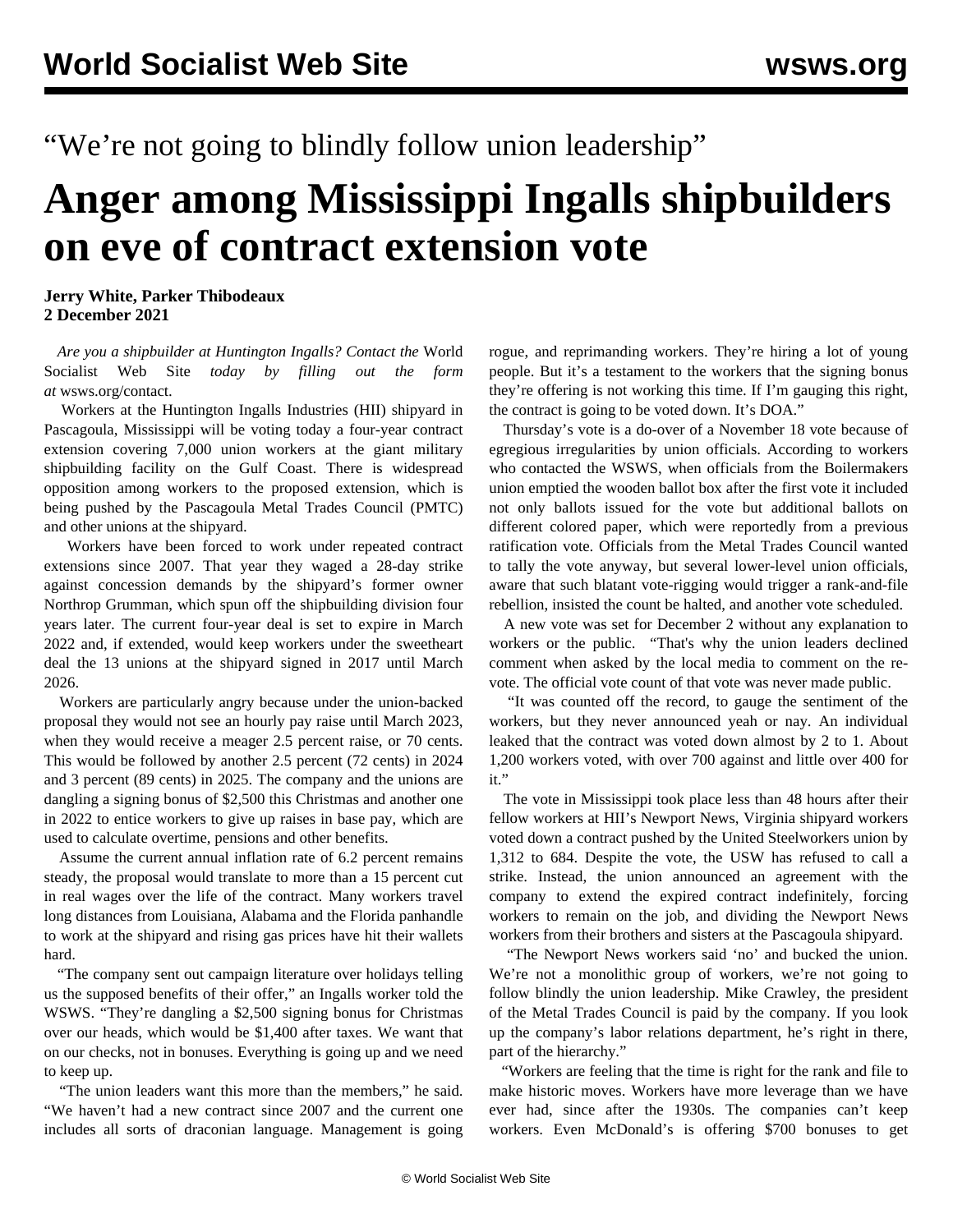“We’re not going to blindly follow union leadership”

# Anger among Mississippi Ingalls shipbuilders on eve of contract extension vote

**Jerry White, Parker Thibodeaux**
**2 December 2021**

*Are you a shipbuilder at Huntington Ingalls? Contact the* World Socialist Web Site *today by filling out the form at* wsws.org/contact.

Workers at the Huntington Ingalls Industries (HII) shipyard in Pascagoula, Mississippi will be voting today a four-year contract extension covering 7,000 union workers at the giant military shipbuilding facility on the Gulf Coast. There is widespread opposition among workers to the proposed extension, which is being pushed by the Pascagoula Metal Trades Council (PMTC) and other unions at the shipyard.

Workers have been forced to work under repeated contract extensions since 2007. That year they waged a 28-day strike against concession demands by the shipyard’s former owner Northrop Grumman, which spun off the shipbuilding division four years later. The current four-year deal is set to expire in March 2022 and, if extended, would keep workers under the sweetheart deal the 13 unions at the shipyard signed in 2017 until March 2026.

Workers are particularly angry because under the union-backed proposal they would not see an hourly pay raise until March 2023, when they would receive a meager 2.5 percent raise, or 70 cents. This would be followed by another 2.5 percent (72 cents) in 2024 and 3 percent (89 cents) in 2025. The company and the unions are dangling a signing bonus of $2,500 this Christmas and another one in 2022 to entice workers to give up raises in base pay, which are used to calculate overtime, pensions and other benefits.

Assume the current annual inflation rate of 6.2 percent remains steady, the proposal would translate to more than a 15 percent cut in real wages over the life of the contract. Many workers travel long distances from Louisiana, Alabama and the Florida panhandle to work at the shipyard and rising gas prices have hit their wallets hard.

“The company sent out campaign literature over holidays telling us the supposed benefits of their offer,” an Ingalls worker told the WSWS. “They’re dangling a $2,500 signing bonus for Christmas over our heads, which would be $1,400 after taxes. We want that on our checks, not in bonuses. Everything is going up and we need to keep up.

“The union leaders want this more than the members,” he said. “We haven’t had a new contract since 2007 and the current one includes all sorts of draconian language. Management is going rogue, and reprimanding workers. They’re hiring a lot of young people. But it’s a testament to the workers that the signing bonus they’re offering is not working this time. If I’m gauging this right, the contract is going to be voted down. It’s DOA.”

Thursday’s vote is a do-over of a November 18 vote because of egregious irregularities by union officials. According to workers who contacted the WSWS, when officials from the Boilermakers union emptied the wooden ballot box after the first vote it included not only ballots issued for the vote but additional ballots on different colored paper, which were reportedly from a previous ratification vote. Officials from the Metal Trades Council wanted to tally the vote anyway, but several lower-level union officials, aware that such blatant vote-rigging would trigger a rank-and-file rebellion, insisted the count be halted, and another vote scheduled.

A new vote was set for December 2 without any explanation to workers or the public. “That's why the union leaders declined comment when asked by the local media to comment on the re-vote. The official vote count of that vote was never made public.

“It was counted off the record, to gauge the sentiment of the workers, but they never announced yeah or nay. An individual leaked that the contract was voted down almost by 2 to 1. About 1,200 workers voted, with over 700 against and little over 400 for it.”

The vote in Mississippi took place less than 48 hours after their fellow workers at HII’s Newport News, Virginia shipyard workers voted down a contract pushed by the United Steelworkers union by 1,312 to 684. Despite the vote, the USW has refused to call a strike. Instead, the union announced an agreement with the company to extend the expired contract indefinitely, forcing workers to remain on the job, and dividing the Newport News workers from their brothers and sisters at the Pascagoula shipyard.

“The Newport News workers said ‘no’ and bucked the union. We’re not a monolithic group of workers, we’re not going to follow blindly the union leadership. Mike Crawley, the president of the Metal Trades Council is paid by the company. If you look up the company’s labor relations department, he’s right in there, part of the hierarchy.”

“Workers are feeling that the time is right for the rank and file to make historic moves. Workers have more leverage than we have ever had, since after the 1930s. The companies can’t keep workers. Even McDonald’s is offering $700 bonuses to get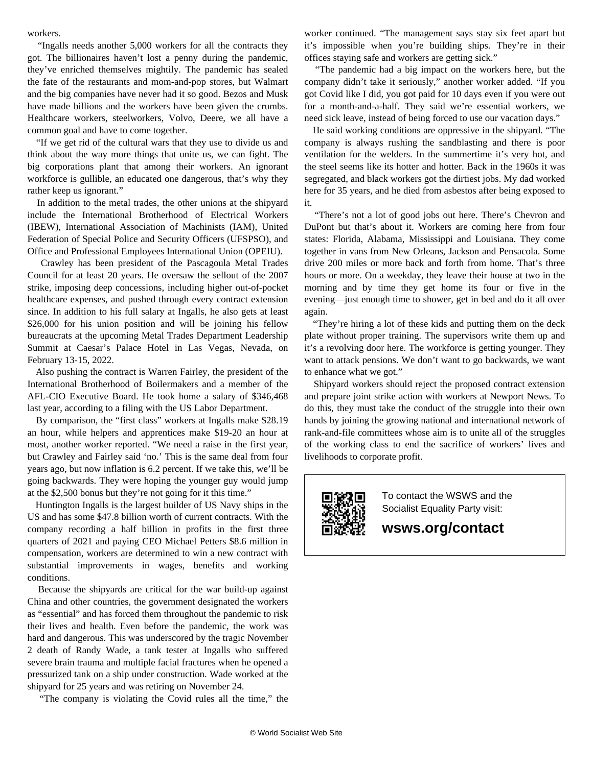workers.

"Ingalls needs another 5,000 workers for all the contracts they got. The billionaires haven't lost a penny during the pandemic, they've enriched themselves mightily. The pandemic has sealed the fate of the restaurants and mom-and-pop stores, but Walmart and the big companies have never had it so good. Bezos and Musk have made billions and the workers have been given the crumbs. Healthcare workers, steelworkers, Volvo, Deere, we all have a common goal and have to come together.

"If we get rid of the cultural wars that they use to divide us and think about the way more things that unite us, we can fight. The big corporations plant that among their workers. An ignorant workforce is gullible, an educated one dangerous, that's why they rather keep us ignorant."

In addition to the metal trades, the other unions at the shipyard include the International Brotherhood of Electrical Workers (IBEW), International Association of Machinists (IAM), United Federation of Special Police and Security Officers (UFSPSO), and Office and Professional Employees International Union (OPEIU).

Crawley has been president of the Pascagoula Metal Trades Council for at least 20 years. He oversaw the sellout of the 2007 strike, imposing deep concessions, including higher out-of-pocket healthcare expenses, and pushed through every contract extension since. In addition to his full salary at Ingalls, he also gets at least $26,000 for his union position and will be joining his fellow bureaucrats at the upcoming Metal Trades Department Leadership Summit at Caesar's Palace Hotel in Las Vegas, Nevada, on February 13-15, 2022.

Also pushing the contract is Warren Fairley, the president of the International Brotherhood of Boilermakers and a member of the AFL-CIO Executive Board. He took home a salary of $346,468 last year, according to a filing with the US Labor Department.

By comparison, the "first class" workers at Ingalls make $28.19 an hour, while helpers and apprentices make $19-20 an hour at most, another worker reported. "We need a raise in the first year, but Crawley and Fairley said 'no.' This is the same deal from four years ago, but now inflation is 6.2 percent. If we take this, we'll be going backwards. They were hoping the younger guy would jump at the $2,500 bonus but they're not going for it this time."

Huntington Ingalls is the largest builder of US Navy ships in the US and has some $47.8 billion worth of current contracts. With the company recording a half billion in profits in the first three quarters of 2021 and paying CEO Michael Petters $8.6 million in compensation, workers are determined to win a new contract with substantial improvements in wages, benefits and working conditions.

Because the shipyards are critical for the war build-up against China and other countries, the government designated the workers as "essential" and has forced them throughout the pandemic to risk their lives and health. Even before the pandemic, the work was hard and dangerous. This was underscored by the tragic November 2 death of Randy Wade, a tank tester at Ingalls who suffered severe brain trauma and multiple facial fractures when he opened a pressurized tank on a ship under construction. Wade worked at the shipyard for 25 years and was retiring on November 24.

"The company is violating the Covid rules all the time," the worker continued. "The management says stay six feet apart but it's impossible when you're building ships. They're in their offices staying safe and workers are getting sick."

"The pandemic had a big impact on the workers here, but the company didn't take it seriously," another worker added. "If you got Covid like I did, you got paid for 10 days even if you were out for a month-and-a-half. They said we're essential workers, we need sick leave, instead of being forced to use our vacation days."

He said working conditions are oppressive in the shipyard. "The company is always rushing the sandblasting and there is poor ventilation for the welders. In the summertime it's very hot, and the steel seems like its hotter and hotter. Back in the 1960s it was segregated, and black workers got the dirtiest jobs. My dad worked here for 35 years, and he died from asbestos after being exposed to it.

"There's not a lot of good jobs out here. There's Chevron and DuPont but that's about it. Workers are coming here from four states: Florida, Alabama, Mississippi and Louisiana. They come together in vans from New Orleans, Jackson and Pensacola. Some drive 200 miles or more back and forth from home. That's three hours or more. On a weekday, they leave their house at two in the morning and by time they get home its four or five in the evening—just enough time to shower, get in bed and do it all over again.

"They're hiring a lot of these kids and putting them on the deck plate without proper training. The supervisors write them up and it's a revolving door here. The workforce is getting younger. They want to attack pensions. We don't want to go backwards, we want to enhance what we got."

Shipyard workers should reject the proposed contract extension and prepare joint strike action with workers at Newport News. To do this, they must take the conduct of the struggle into their own hands by joining the growing national and international network of rank-and-file committees whose aim is to unite all of the struggles of the working class to end the sacrifice of workers' lives and livelihoods to corporate profit.

To contact the WSWS and the Socialist Equality Party visit:

**wsws.org/contact**